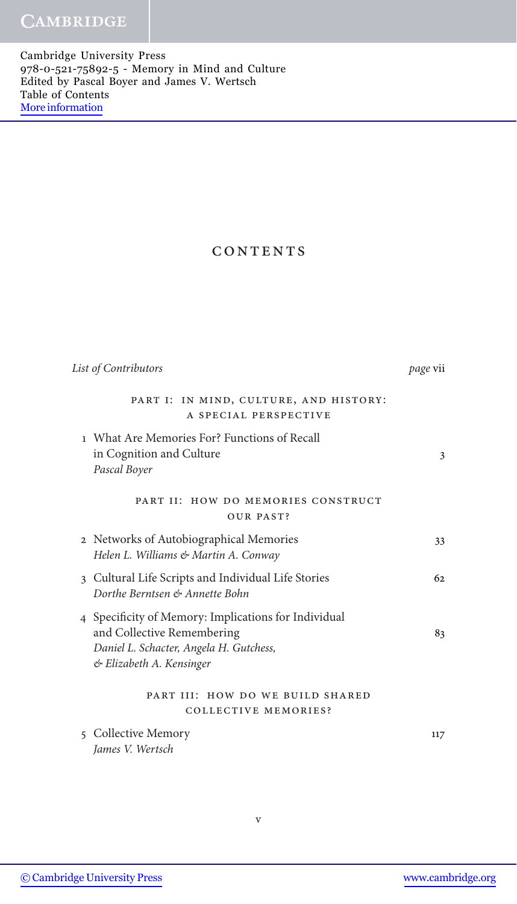Cambridge University Press
978-0-521-75892-5 - Memory in Mind and Culture
Edited by Pascal Boyer and James V. Wertsch
Table of Contents
More information

# CONTENTS

| | |
|---|---|
| *List of Contributors* | *page* vii |

## PART I: IN MIND, CULTURE, AND HISTORY: A SPECIAL PERSPECTIVE

| | |
|---|---|
| 1 What Are Memories For? Functions of Recall in Cognition and Culture<br>*Pascal Boyer* | 3 |

## PART II: HOW DO MEMORIES CONSTRUCT OUR PAST?

| | |
|---|---|
| 2 Networks of Autobiographical Memories<br>*Helen L. Williams & Martin A. Conway* | 33 |
| 3 Cultural Life Scripts and Individual Life Stories<br>*Dorthe Berntsen & Annette Bohn* | 62 |
| 4 Specificity of Memory: Implications for Individual and Collective Remembering<br>*Daniel L. Schacter, Angela H. Gutchess, & Elizabeth A. Kensinger* | 83 |

## PART III: HOW DO WE BUILD SHARED COLLECTIVE MEMORIES?

| | |
|---|---|
| 5 Collective Memory<br>*James V. Wertsch* | 117 |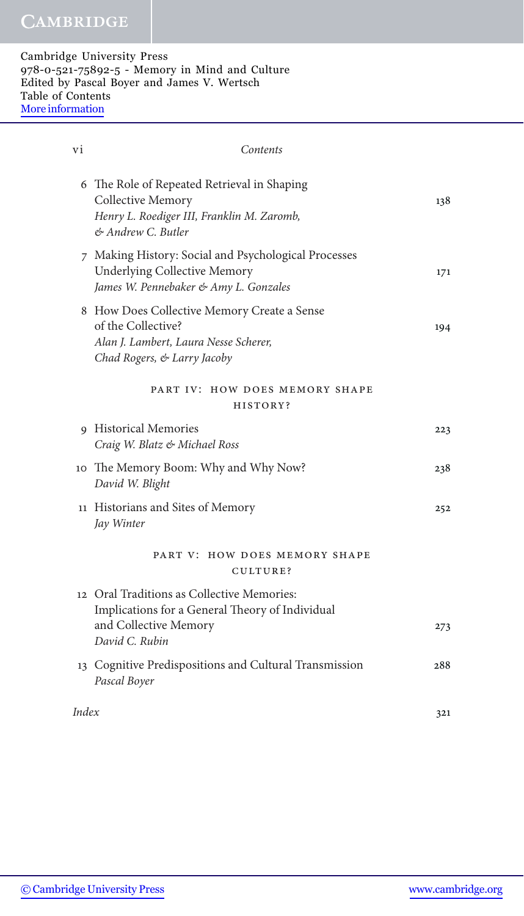| | | |
|---|---|---|
| 6 | The Role of Repeated Retrieval in Shaping Collective Memory<br>*Henry L. Roediger III, Franklin M. Zaromb, & Andrew C. Butler* | 138 |
| 7 | Making History: Social and Psychological Processes Underlying Collective Memory<br>*James W. Pennebaker & Amy L. Gonzales* | 171 |
| 8 | How Does Collective Memory Create a Sense of the Collective?<br>*Alan J. Lambert, Laura Nesse Scherer, Chad Rogers, & Larry Jacoby* | 194 |

## PART IV: HOW DOES MEMORY SHAPE HISTORY?

| | | |
|---|---|---|
| 9 | Historical Memories<br>*Craig W. Blatz & Michael Ross* | 223 |
| 10 | The Memory Boom: Why and Why Now?<br>*David W. Blight* | 238 |
| 11 | Historians and Sites of Memory<br>*Jay Winter* | 252 |

## PART V: HOW DOES MEMORY SHAPE CULTURE?

| | | |
|---|---|---|
| 12 | Oral Traditions as Collective Memories: Implications for a General Theory of Individual and Collective Memory<br>*David C. Rubin* | 273 |
| 13 | Cognitive Predispositions and Cultural Transmission<br>*Pascal Boyer* | 288 |

*Index* 321